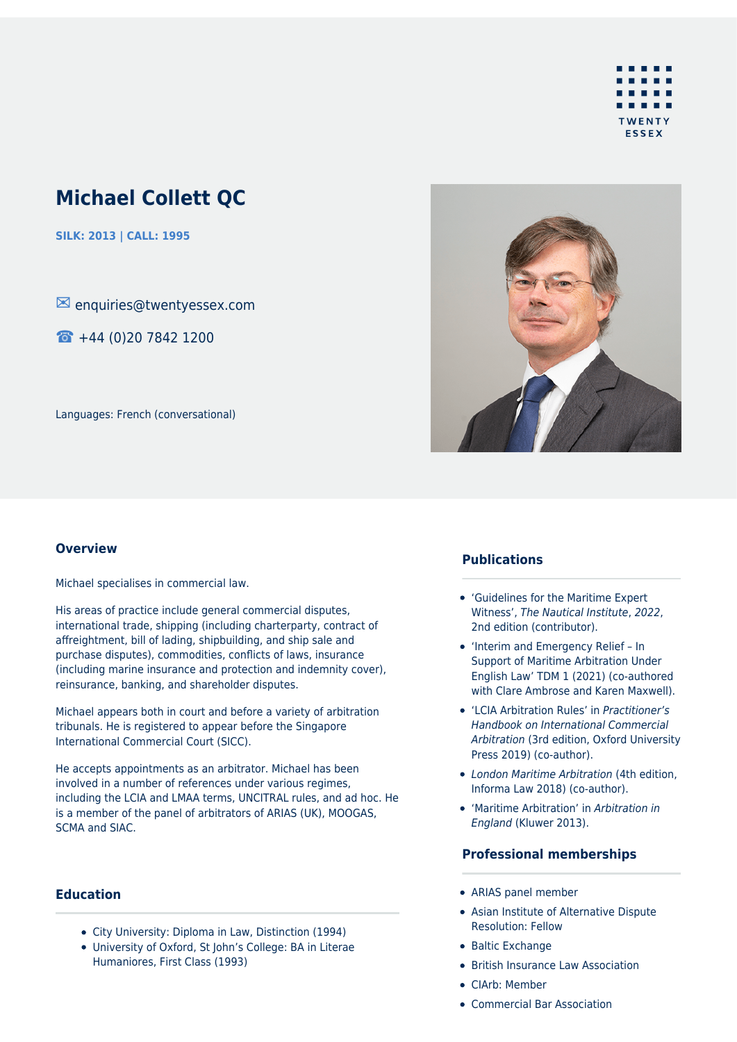# Michael Collett QC

**SILK: 2013 | CALL: 1995**

✉ enquiries@twentyessex.com

☎ +44 (0)20 7842 1200

Languages: French (conversational)

## Overview

Michael specialises in commercial law.

His areas of practice include general commercial disputes, international trade, shipping (including charterparty, contract of affreightment, bill of lading, shipbuilding, and ship sale and purchase disputes), commodities, conflicts of laws, insurance (including marine insurance and protection and indemnity cover), reinsurance, banking, and shareholder disputes.

Michael appears both in court and before a variety of arbitration tribunals. He is registered to appear before the Singapore International Commercial Court (SICC).

He accepts appointments as an arbitrator. Michael has been involved in a number of references under various regimes, including the LCIA and LMAA terms, UNCITRAL rules, and ad hoc. He is a member of the panel of arbitrators of ARIAS (UK), MOOGAS, SCMA and SIAC.

## Education

- City University: Diploma in Law, Distinction (1994)
- University of Oxford, St John's College: BA in Literae Humaniores, First Class (1993)

## Publications

- 'Guidelines for the Maritime Expert Witness', *The Nautical Institute*, *2022*, 2nd edition (contributor).
- 'Interim and Emergency Relief – In Support of Maritime Arbitration Under English Law' TDM 1 (2021) (co-authored with Clare Ambrose and Karen Maxwell).
- 'LCIA Arbitration Rules' in *Practitioner's Handbook on International Commercial Arbitration* (3rd edition, Oxford University Press 2019) (co-author).
- *London Maritime Arbitration* (4th edition, Informa Law 2018) (co-author).
- 'Maritime Arbitration' in *Arbitration in England* (Kluwer 2013).

## Professional memberships

- ARIAS panel member
- Asian Institute of Alternative Dispute Resolution: Fellow
- Baltic Exchange
- British Insurance Law Association
- CIArb: Member
- Commercial Bar Association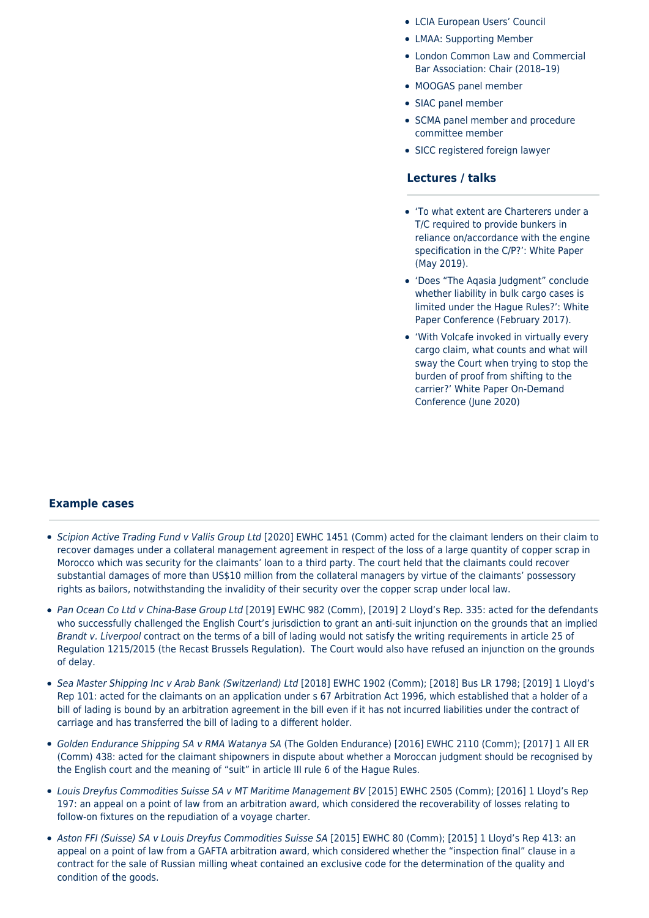- LCIA European Users' Council
- LMAA: Supporting Member
- London Common Law and Commercial Bar Association: Chair (2018–19)
- MOOGAS panel member
- SIAC panel member
- SCMA panel member and procedure committee member
- SICC registered foreign lawyer

### Lectures / talks

- 'To what extent are Charterers under a T/C required to provide bunkers in reliance on/accordance with the engine specification in the C/P?': White Paper (May 2019).
- 'Does "The Aqasia Judgment" conclude whether liability in bulk cargo cases is limited under the Hague Rules?': White Paper Conference (February 2017).
- 'With Volcafe invoked in virtually every cargo claim, what counts and what will sway the Court when trying to stop the burden of proof from shifting to the carrier?' White Paper On-Demand Conference (June 2020)

### Example cases

- *Scipion Active Trading Fund v Vallis Group Ltd* [2020] EWHC 1451 (Comm) acted for the claimant lenders on their claim to recover damages under a collateral management agreement in respect of the loss of a large quantity of copper scrap in Morocco which was security for the claimants' loan to a third party. The court held that the claimants could recover substantial damages of more than US$10 million from the collateral managers by virtue of the claimants' possessory rights as bailors, notwithstanding the invalidity of their security over the copper scrap under local law.
- *Pan Ocean Co Ltd v China-Base Group Ltd* [2019] EWHC 982 (Comm), [2019] 2 Lloyd's Rep. 335: acted for the defendants who successfully challenged the English Court's jurisdiction to grant an anti-suit injunction on the grounds that an implied *Brandt v. Liverpool* contract on the terms of a bill of lading would not satisfy the writing requirements in article 25 of Regulation 1215/2015 (the Recast Brussels Regulation). The Court would also have refused an injunction on the grounds of delay.
- *Sea Master Shipping Inc v Arab Bank (Switzerland) Ltd* [2018] EWHC 1902 (Comm); [2018] Bus LR 1798; [2019] 1 Lloyd's Rep 101: acted for the claimants on an application under s 67 Arbitration Act 1996, which established that a holder of a bill of lading is bound by an arbitration agreement in the bill even if it has not incurred liabilities under the contract of carriage and has transferred the bill of lading to a different holder.
- *Golden Endurance Shipping SA v RMA Watanya SA* (The Golden Endurance) [2016] EWHC 2110 (Comm); [2017] 1 All ER (Comm) 438: acted for the claimant shipowners in dispute about whether a Moroccan judgment should be recognised by the English court and the meaning of "suit" in article III rule 6 of the Hague Rules.
- *Louis Dreyfus Commodities Suisse SA v MT Maritime Management BV* [2015] EWHC 2505 (Comm); [2016] 1 Lloyd's Rep 197: an appeal on a point of law from an arbitration award, which considered the recoverability of losses relating to follow-on fixtures on the repudiation of a voyage charter.
- *Aston FFI (Suisse) SA v Louis Dreyfus Commodities Suisse SA* [2015] EWHC 80 (Comm); [2015] 1 Lloyd's Rep 413: an appeal on a point of law from a GAFTA arbitration award, which considered whether the "inspection final" clause in a contract for the sale of Russian milling wheat contained an exclusive code for the determination of the quality and condition of the goods.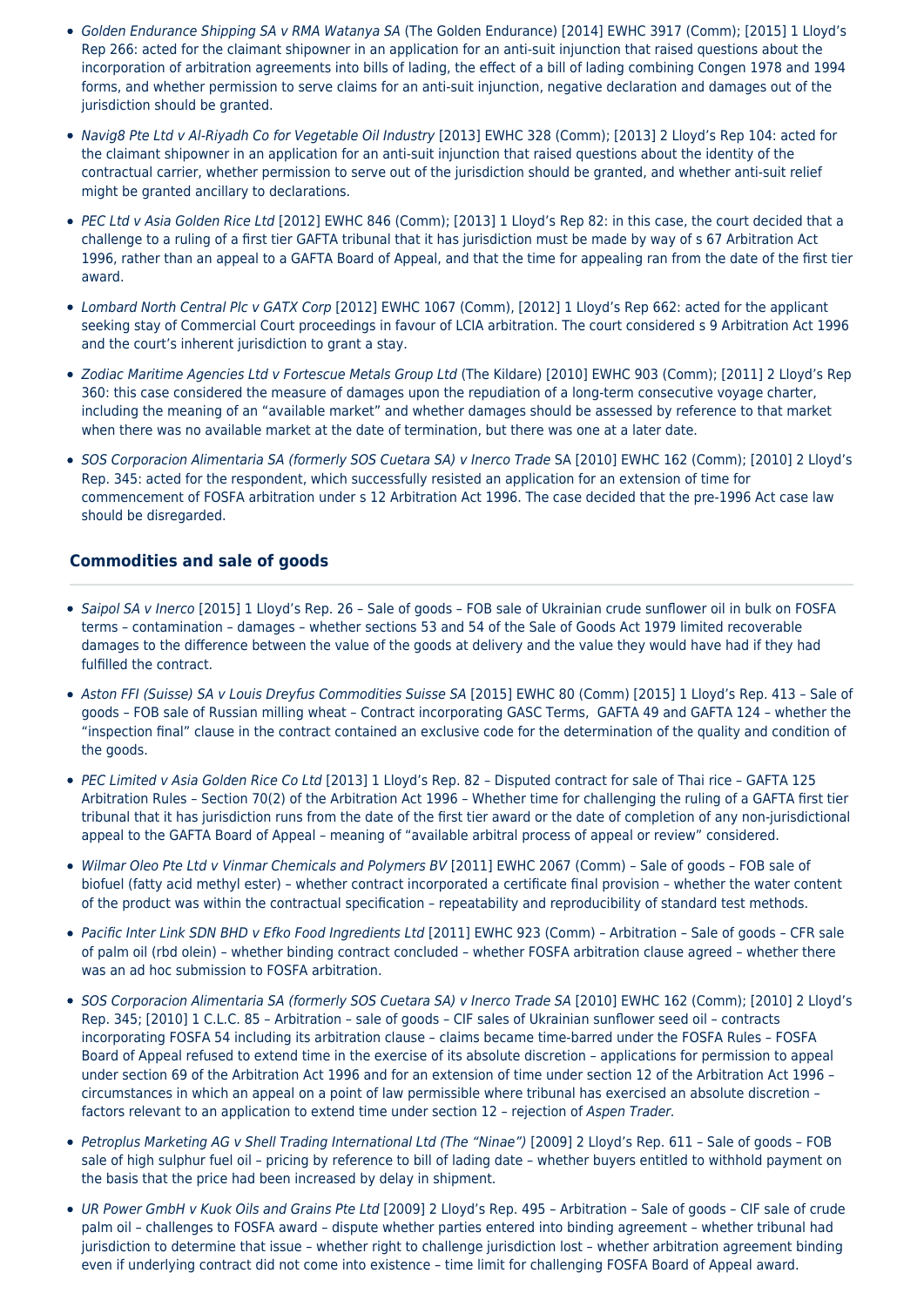- *Golden Endurance Shipping SA v RMA Watanya SA* (The Golden Endurance) [2014] EWHC 3917 (Comm); [2015] 1 Lloyd's Rep 266: acted for the claimant shipowner in an application for an anti-suit injunction that raised questions about the incorporation of arbitration agreements into bills of lading, the effect of a bill of lading combining Congen 1978 and 1994 forms, and whether permission to serve claims for an anti-suit injunction, negative declaration and damages out of the jurisdiction should be granted.

- *Navig8 Pte Ltd v Al-Riyadh Co for Vegetable Oil Industry* [2013] EWHC 328 (Comm); [2013] 2 Lloyd's Rep 104: acted for the claimant shipowner in an application for an anti-suit injunction that raised questions about the identity of the contractual carrier, whether permission to serve out of the jurisdiction should be granted, and whether anti-suit relief might be granted ancillary to declarations.

- *PEC Ltd v Asia Golden Rice Ltd* [2012] EWHC 846 (Comm); [2013] 1 Lloyd's Rep 82: in this case, the court decided that a challenge to a ruling of a first tier GAFTA tribunal that it has jurisdiction must be made by way of s 67 Arbitration Act 1996, rather than an appeal to a GAFTA Board of Appeal, and that the time for appealing ran from the date of the first tier award.

- *Lombard North Central Plc v GATX Corp* [2012] EWHC 1067 (Comm), [2012] 1 Lloyd's Rep 662: acted for the applicant seeking stay of Commercial Court proceedings in favour of LCIA arbitration. The court considered s 9 Arbitration Act 1996 and the court's inherent jurisdiction to grant a stay.

- *Zodiac Maritime Agencies Ltd v Fortescue Metals Group Ltd* (The Kildare) [2010] EWHC 903 (Comm); [2011] 2 Lloyd's Rep 360: this case considered the measure of damages upon the repudiation of a long-term consecutive voyage charter, including the meaning of an "available market" and whether damages should be assessed by reference to that market when there was no available market at the date of termination, but there was one at a later date.

- *SOS Corporacion Alimentaria SA (formerly SOS Cuetara SA) v Inerco Trade* SA [2010] EWHC 162 (Comm); [2010] 2 Lloyd's Rep. 345: acted for the respondent, which successfully resisted an application for an extension of time for commencement of FOSFA arbitration under s 12 Arbitration Act 1996. The case decided that the pre-1996 Act case law should be disregarded.

## Commodities and sale of goods

- *Saipol SA v Inerco* [2015] 1 Lloyd's Rep. 26 – Sale of goods – FOB sale of Ukrainian crude sunflower oil in bulk on FOSFA terms – contamination – damages – whether sections 53 and 54 of the Sale of Goods Act 1979 limited recoverable damages to the difference between the value of the goods at delivery and the value they would have had if they had fulfilled the contract.

- *Aston FFI (Suisse) SA v Louis Dreyfus Commodities Suisse SA* [2015] EWHC 80 (Comm) [2015] 1 Lloyd's Rep. 413 – Sale of goods – FOB sale of Russian milling wheat – Contract incorporating GASC Terms, GAFTA 49 and GAFTA 124 – whether the "inspection final" clause in the contract contained an exclusive code for the determination of the quality and condition of the goods.

- *PEC Limited v Asia Golden Rice Co Ltd* [2013] 1 Lloyd's Rep. 82 – Disputed contract for sale of Thai rice – GAFTA 125 Arbitration Rules – Section 70(2) of the Arbitration Act 1996 – Whether time for challenging the ruling of a GAFTA first tier tribunal that it has jurisdiction runs from the date of the first tier award or the date of completion of any non-jurisdictional appeal to the GAFTA Board of Appeal – meaning of "available arbitral process of appeal or review" considered.

- *Wilmar Oleo Pte Ltd v Vinmar Chemicals and Polymers BV* [2011] EWHC 2067 (Comm) – Sale of goods – FOB sale of biofuel (fatty acid methyl ester) – whether contract incorporated a certificate final provision – whether the water content of the product was within the contractual specification – repeatability and reproducibility of standard test methods.

- *Pacific Inter Link SDN BHD v Efko Food Ingredients Ltd* [2011] EWHC 923 (Comm) – Arbitration – Sale of goods – CFR sale of palm oil (rbd olein) – whether binding contract concluded – whether FOSFA arbitration clause agreed – whether there was an ad hoc submission to FOSFA arbitration.

- *SOS Corporacion Alimentaria SA (formerly SOS Cuetara SA) v Inerco Trade SA* [2010] EWHC 162 (Comm); [2010] 2 Lloyd's Rep. 345; [2010] 1 C.L.C. 85 – Arbitration – sale of goods – CIF sales of Ukrainian sunflower seed oil – contracts incorporating FOSFA 54 including its arbitration clause – claims became time-barred under the FOSFA Rules – FOSFA Board of Appeal refused to extend time in the exercise of its absolute discretion – applications for permission to appeal under section 69 of the Arbitration Act 1996 and for an extension of time under section 12 of the Arbitration Act 1996 – circumstances in which an appeal on a point of law permissible where tribunal has exercised an absolute discretion – factors relevant to an application to extend time under section 12 – rejection of *Aspen Trader*.

- *Petroplus Marketing AG v Shell Trading International Ltd (The "Ninae")* [2009] 2 Lloyd's Rep. 611 – Sale of goods – FOB sale of high sulphur fuel oil – pricing by reference to bill of lading date – whether buyers entitled to withhold payment on the basis that the price had been increased by delay in shipment.

- *UR Power GmbH v Kuok Oils and Grains Pte Ltd* [2009] 2 Lloyd's Rep. 495 – Arbitration – Sale of goods – CIF sale of crude palm oil – challenges to FOSFA award – dispute whether parties entered into binding agreement – whether tribunal had jurisdiction to determine that issue – whether right to challenge jurisdiction lost – whether arbitration agreement binding even if underlying contract did not come into existence – time limit for challenging FOSFA Board of Appeal award.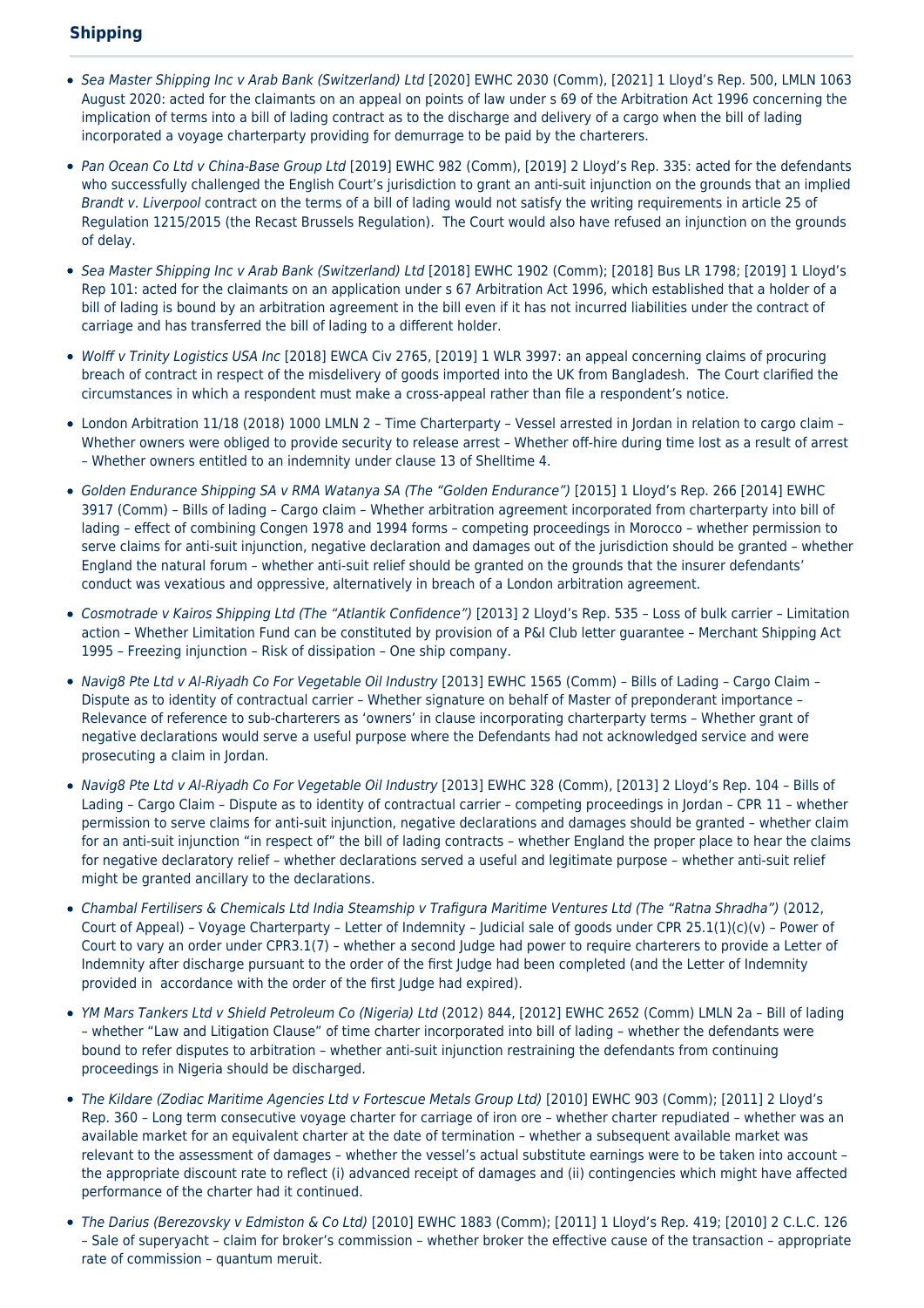## Shipping

- *Sea Master Shipping Inc v Arab Bank (Switzerland) Ltd* [2020] EWHC 2030 (Comm), [2021] 1 Lloyd's Rep. 500, LMLN 1063 August 2020: acted for the claimants on an appeal on points of law under s 69 of the Arbitration Act 1996 concerning the implication of terms into a bill of lading contract as to the discharge and delivery of a cargo when the bill of lading incorporated a voyage charterparty providing for demurrage to be paid by the charterers.
- *Pan Ocean Co Ltd v China-Base Group Ltd* [2019] EWHC 982 (Comm), [2019] 2 Lloyd's Rep. 335: acted for the defendants who successfully challenged the English Court's jurisdiction to grant an anti-suit injunction on the grounds that an implied *Brandt v. Liverpool* contract on the terms of a bill of lading would not satisfy the writing requirements in article 25 of Regulation 1215/2015 (the Recast Brussels Regulation). The Court would also have refused an injunction on the grounds of delay.
- *Sea Master Shipping Inc v Arab Bank (Switzerland) Ltd* [2018] EWHC 1902 (Comm); [2018] Bus LR 1798; [2019] 1 Lloyd's Rep 101: acted for the claimants on an application under s 67 Arbitration Act 1996, which established that a holder of a bill of lading is bound by an arbitration agreement in the bill even if it has not incurred liabilities under the contract of carriage and has transferred the bill of lading to a different holder.
- *Wolff v Trinity Logistics USA Inc* [2018] EWCA Civ 2765, [2019] 1 WLR 3997: an appeal concerning claims of procuring breach of contract in respect of the misdelivery of goods imported into the UK from Bangladesh. The Court clarified the circumstances in which a respondent must make a cross-appeal rather than file a respondent's notice.
- London Arbitration 11/18 (2018) 1000 LMLN 2 – Time Charterparty – Vessel arrested in Jordan in relation to cargo claim – Whether owners were obliged to provide security to release arrest – Whether off-hire during time lost as a result of arrest – Whether owners entitled to an indemnity under clause 13 of Shelltime 4.
- *Golden Endurance Shipping SA v RMA Watanya SA (The "Golden Endurance")* [2015] 1 Lloyd's Rep. 266 [2014] EWHC 3917 (Comm) – Bills of lading – Cargo claim – Whether arbitration agreement incorporated from charterparty into bill of lading – effect of combining Congen 1978 and 1994 forms – competing proceedings in Morocco – whether permission to serve claims for anti-suit injunction, negative declaration and damages out of the jurisdiction should be granted – whether England the natural forum – whether anti-suit relief should be granted on the grounds that the insurer defendants' conduct was vexatious and oppressive, alternatively in breach of a London arbitration agreement.
- *Cosmotrade v Kairos Shipping Ltd (The "Atlantik Confidence")* [2013] 2 Lloyd's Rep. 535 – Loss of bulk carrier – Limitation action – Whether Limitation Fund can be constituted by provision of a P&I Club letter guarantee – Merchant Shipping Act 1995 – Freezing injunction – Risk of dissipation – One ship company.
- *Navig8 Pte Ltd v Al-Riyadh Co For Vegetable Oil Industry* [2013] EWHC 1565 (Comm) – Bills of Lading – Cargo Claim – Dispute as to identity of contractual carrier – Whether signature on behalf of Master of preponderant importance – Relevance of reference to sub-charterers as 'owners' in clause incorporating charterparty terms – Whether grant of negative declarations would serve a useful purpose where the Defendants had not acknowledged service and were prosecuting a claim in Jordan.
- *Navig8 Pte Ltd v Al-Riyadh Co For Vegetable Oil Industry* [2013] EWHC 328 (Comm), [2013] 2 Lloyd's Rep. 104 – Bills of Lading – Cargo Claim – Dispute as to identity of contractual carrier – competing proceedings in Jordan – CPR 11 – whether permission to serve claims for anti-suit injunction, negative declarations and damages should be granted – whether claim for an anti-suit injunction "in respect of" the bill of lading contracts – whether England the proper place to hear the claims for negative declaratory relief – whether declarations served a useful and legitimate purpose – whether anti-suit relief might be granted ancillary to the declarations.
- *Chambal Fertilisers & Chemicals Ltd India Steamship v Trafigura Maritime Ventures Ltd (The "Ratna Shradha")* (2012, Court of Appeal) – Voyage Charterparty – Letter of Indemnity – Judicial sale of goods under CPR 25.1(1)(c)(v) – Power of Court to vary an order under CPR3.1(7) – whether a second Judge had power to require charterers to provide a Letter of Indemnity after discharge pursuant to the order of the first Judge had been completed (and the Letter of Indemnity provided in accordance with the order of the first Judge had expired).
- *YM Mars Tankers Ltd v Shield Petroleum Co (Nigeria) Ltd* (2012) 844, [2012] EWHC 2652 (Comm) LMLN 2a – Bill of lading – whether "Law and Litigation Clause" of time charter incorporated into bill of lading – whether the defendants were bound to refer disputes to arbitration – whether anti-suit injunction restraining the defendants from continuing proceedings in Nigeria should be discharged.
- *The Kildare (Zodiac Maritime Agencies Ltd v Fortescue Metals Group Ltd)* [2010] EWHC 903 (Comm); [2011] 2 Lloyd's Rep. 360 – Long term consecutive voyage charter for carriage of iron ore – whether charter repudiated – whether was an available market for an equivalent charter at the date of termination – whether a subsequent available market was relevant to the assessment of damages – whether the vessel's actual substitute earnings were to be taken into account – the appropriate discount rate to reflect (i) advanced receipt of damages and (ii) contingencies which might have affected performance of the charter had it continued.
- *The Darius (Berezovsky v Edmiston & Co Ltd)* [2010] EWHC 1883 (Comm); [2011] 1 Lloyd's Rep. 419; [2010] 2 C.L.C. 126 – Sale of superyacht – claim for broker's commission – whether broker the effective cause of the transaction – appropriate rate of commission – quantum meruit.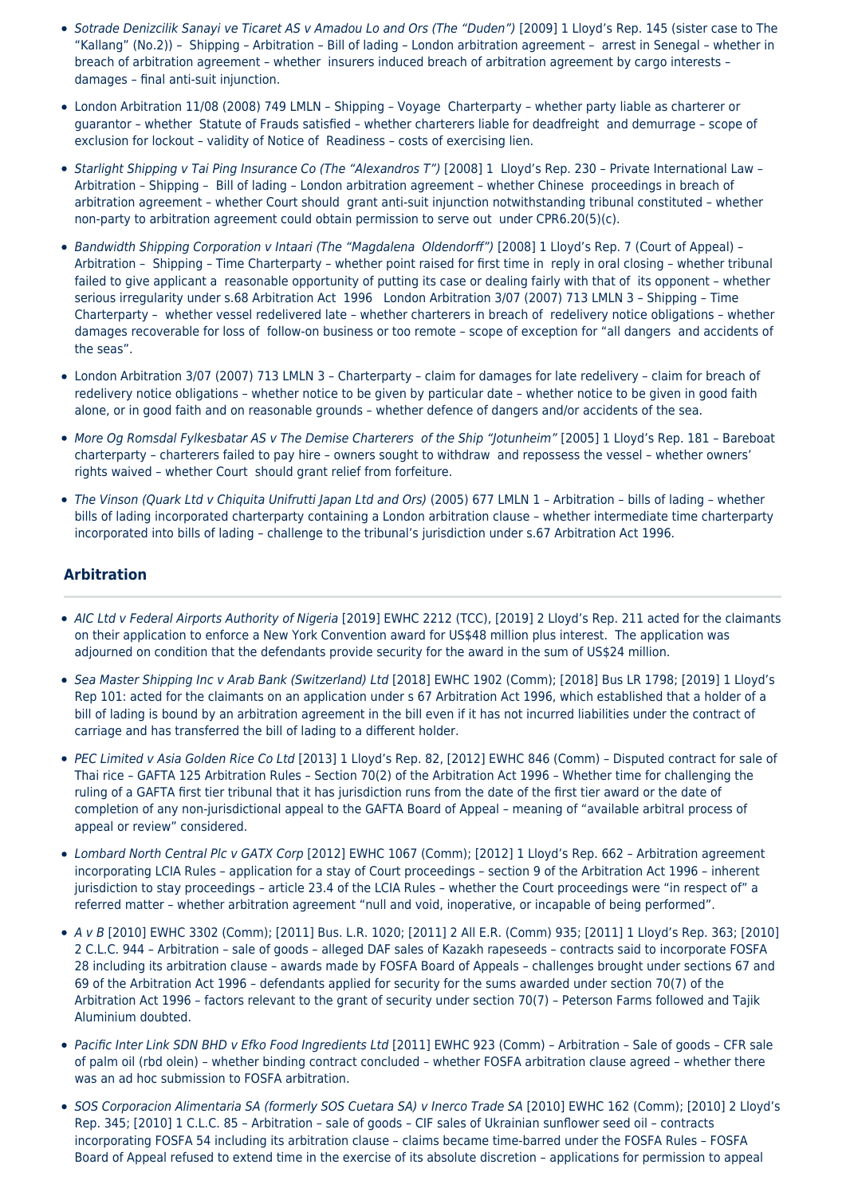- *Sotrade Denizcilik Sanayi ve Ticaret AS v Amadou Lo and Ors (The "Duden")* [2009] 1 Lloyd's Rep. 145 (sister case to The "Kallang" (No.2)) – Shipping – Arbitration – Bill of lading – London arbitration agreement – arrest in Senegal – whether in breach of arbitration agreement – whether insurers induced breach of arbitration agreement by cargo interests – damages – final anti-suit injunction.
- London Arbitration 11/08 (2008) 749 LMLN – Shipping – Voyage Charterparty – whether party liable as charterer or guarantor – whether Statute of Frauds satisfied – whether charterers liable for deadfreight and demurrage – scope of exclusion for lockout – validity of Notice of Readiness – costs of exercising lien.
- *Starlight Shipping v Tai Ping Insurance Co (The "Alexandros T")* [2008] 1 Lloyd's Rep. 230 – Private International Law – Arbitration – Shipping – Bill of lading – London arbitration agreement – whether Chinese proceedings in breach of arbitration agreement – whether Court should grant anti-suit injunction notwithstanding tribunal constituted – whether non-party to arbitration agreement could obtain permission to serve out under CPR6.20(5)(c).
- *Bandwidth Shipping Corporation v Intaari (The "Magdalena Oldendorff")* [2008] 1 Lloyd's Rep. 7 (Court of Appeal) – Arbitration – Shipping – Time Charterparty – whether point raised for first time in reply in oral closing – whether tribunal failed to give applicant a reasonable opportunity of putting its case or dealing fairly with that of its opponent – whether serious irregularity under s.68 Arbitration Act 1996 London Arbitration 3/07 (2007) 713 LMLN 3 – Shipping – Time Charterparty – whether vessel redelivered late – whether charterers in breach of redelivery notice obligations – whether damages recoverable for loss of follow-on business or too remote – scope of exception for "all dangers and accidents of the seas".
- London Arbitration 3/07 (2007) 713 LMLN 3 – Charterparty – claim for damages for late redelivery – claim for breach of redelivery notice obligations – whether notice to be given by particular date – whether notice to be given in good faith alone, or in good faith and on reasonable grounds – whether defence of dangers and/or accidents of the sea.
- *More Og Romsdal Fylkesbatar AS v The Demise Charterers of the Ship "Jotunheim"* [2005] 1 Lloyd's Rep. 181 – Bareboat charterparty – charterers failed to pay hire – owners sought to withdraw and repossess the vessel – whether owners' rights waived – whether Court should grant relief from forfeiture.
- *The Vinson (Quark Ltd v Chiquita Unifrutti Japan Ltd and Ors)* (2005) 677 LMLN 1 – Arbitration – bills of lading – whether bills of lading incorporated charterparty containing a London arbitration clause – whether intermediate time charterparty incorporated into bills of lading – challenge to the tribunal's jurisdiction under s.67 Arbitration Act 1996.

## Arbitration

- *AIC Ltd v Federal Airports Authority of Nigeria* [2019] EWHC 2212 (TCC), [2019] 2 Lloyd's Rep. 211 acted for the claimants on their application to enforce a New York Convention award for US$48 million plus interest. The application was adjourned on condition that the defendants provide security for the award in the sum of US$24 million.
- *Sea Master Shipping Inc v Arab Bank (Switzerland) Ltd* [2018] EWHC 1902 (Comm); [2018] Bus LR 1798; [2019] 1 Lloyd's Rep 101: acted for the claimants on an application under s 67 Arbitration Act 1996, which established that a holder of a bill of lading is bound by an arbitration agreement in the bill even if it has not incurred liabilities under the contract of carriage and has transferred the bill of lading to a different holder.
- *PEC Limited v Asia Golden Rice Co Ltd* [2013] 1 Lloyd's Rep. 82, [2012] EWHC 846 (Comm) – Disputed contract for sale of Thai rice – GAFTA 125 Arbitration Rules – Section 70(2) of the Arbitration Act 1996 – Whether time for challenging the ruling of a GAFTA first tier tribunal that it has jurisdiction runs from the date of the first tier award or the date of completion of any non-jurisdictional appeal to the GAFTA Board of Appeal – meaning of "available arbitral process of appeal or review" considered.
- *Lombard North Central Plc v GATX Corp* [2012] EWHC 1067 (Comm); [2012] 1 Lloyd's Rep. 662 – Arbitration agreement incorporating LCIA Rules – application for a stay of Court proceedings – section 9 of the Arbitration Act 1996 – inherent jurisdiction to stay proceedings – article 23.4 of the LCIA Rules – whether the Court proceedings were "in respect of" a referred matter – whether arbitration agreement "null and void, inoperative, or incapable of being performed".
- *A v B* [2010] EWHC 3302 (Comm); [2011] Bus. L.R. 1020; [2011] 2 All E.R. (Comm) 935; [2011] 1 Lloyd's Rep. 363; [2010] 2 C.L.C. 944 – Arbitration – sale of goods – alleged DAF sales of Kazakh rapeseeds – contracts said to incorporate FOSFA 28 including its arbitration clause – awards made by FOSFA Board of Appeals – challenges brought under sections 67 and 69 of the Arbitration Act 1996 – defendants applied for security for the sums awarded under section 70(7) of the Arbitration Act 1996 – factors relevant to the grant of security under section 70(7) – Peterson Farms followed and Tajik Aluminium doubted.
- *Pacific Inter Link SDN BHD v Efko Food Ingredients Ltd* [2011] EWHC 923 (Comm) – Arbitration – Sale of goods – CFR sale of palm oil (rbd olein) – whether binding contract concluded – whether FOSFA arbitration clause agreed – whether there was an ad hoc submission to FOSFA arbitration.
- *SOS Corporacion Alimentaria SA (formerly SOS Cuetara SA) v Inerco Trade SA* [2010] EWHC 162 (Comm); [2010] 2 Lloyd's Rep. 345; [2010] 1 C.L.C. 85 – Arbitration – sale of goods – CIF sales of Ukrainian sunflower seed oil – contracts incorporating FOSFA 54 including its arbitration clause – claims became time-barred under the FOSFA Rules – FOSFA Board of Appeal refused to extend time in the exercise of its absolute discretion – applications for permission to appeal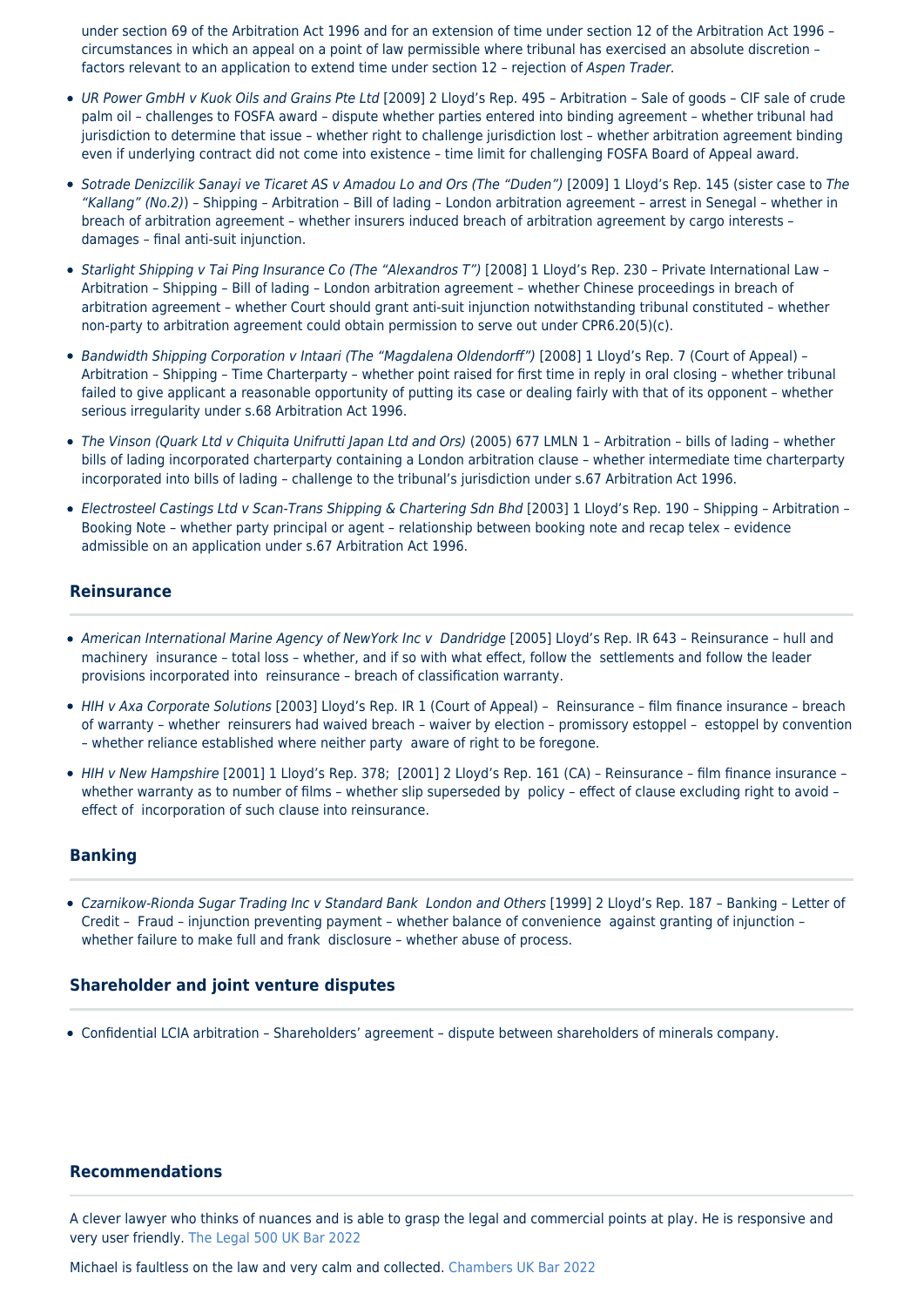under section 69 of the Arbitration Act 1996 and for an extension of time under section 12 of the Arbitration Act 1996 – circumstances in which an appeal on a point of law permissible where tribunal has exercised an absolute discretion – factors relevant to an application to extend time under section 12 – rejection of *Aspen Trader*.

- *UR Power GmbH v Kuok Oils and Grains Pte Ltd* [2009] 2 Lloyd's Rep. 495 – Arbitration – Sale of goods – CIF sale of crude palm oil – challenges to FOSFA award – dispute whether parties entered into binding agreement – whether tribunal had jurisdiction to determine that issue – whether right to challenge jurisdiction lost – whether arbitration agreement binding even if underlying contract did not come into existence – time limit for challenging FOSFA Board of Appeal award.
- *Sotrade Denizcilik Sanayi ve Ticaret AS v Amadou Lo and Ors (The "Duden")* [2009] 1 Lloyd's Rep. 145 (sister case to *The "Kallang" (No.2)*) – Shipping – Arbitration – Bill of lading – London arbitration agreement – arrest in Senegal – whether in breach of arbitration agreement – whether insurers induced breach of arbitration agreement by cargo interests – damages – final anti-suit injunction.
- *Starlight Shipping v Tai Ping Insurance Co (The "Alexandros T")* [2008] 1 Lloyd's Rep. 230 – Private International Law – Arbitration – Shipping – Bill of lading – London arbitration agreement – whether Chinese proceedings in breach of arbitration agreement – whether Court should grant anti-suit injunction notwithstanding tribunal constituted – whether non-party to arbitration agreement could obtain permission to serve out under CPR6.20(5)(c).
- *Bandwidth Shipping Corporation v Intaari (The "Magdalena Oldendorff")* [2008] 1 Lloyd's Rep. 7 (Court of Appeal) – Arbitration – Shipping – Time Charterparty – whether point raised for first time in reply in oral closing – whether tribunal failed to give applicant a reasonable opportunity of putting its case or dealing fairly with that of its opponent – whether serious irregularity under s.68 Arbitration Act 1996.
- *The Vinson (Quark Ltd v Chiquita Unifrutti Japan Ltd and Ors)* (2005) 677 LMLN 1 – Arbitration – bills of lading – whether bills of lading incorporated charterparty containing a London arbitration clause – whether intermediate time charterparty incorporated into bills of lading – challenge to the tribunal's jurisdiction under s.67 Arbitration Act 1996.
- *Electrosteel Castings Ltd v Scan-Trans Shipping & Chartering Sdn Bhd* [2003] 1 Lloyd's Rep. 190 – Shipping – Arbitration – Booking Note – whether party principal or agent – relationship between booking note and recap telex – evidence admissible on an application under s.67 Arbitration Act 1996.

## Reinsurance

- *American International Marine Agency of NewYork Inc v Dandridge* [2005] Lloyd's Rep. IR 643 – Reinsurance – hull and machinery insurance – total loss – whether, and if so with what effect, follow the settlements and follow the leader provisions incorporated into reinsurance – breach of classification warranty.
- *HIH v Axa Corporate Solutions* [2003] Lloyd's Rep. IR 1 (Court of Appeal) – Reinsurance – film finance insurance – breach of warranty – whether reinsurers had waived breach – waiver by election – promissory estoppel – estoppel by convention – whether reliance established where neither party aware of right to be foregone.
- *HIH v New Hampshire* [2001] 1 Lloyd's Rep. 378; [2001] 2 Lloyd's Rep. 161 (CA) – Reinsurance – film finance insurance – whether warranty as to number of films – whether slip superseded by policy – effect of clause excluding right to avoid – effect of incorporation of such clause into reinsurance.

## Banking

- *Czarnikow-Rionda Sugar Trading Inc v Standard Bank London and Others* [1999] 2 Lloyd's Rep. 187 – Banking – Letter of Credit – Fraud – injunction preventing payment – whether balance of convenience against granting of injunction – whether failure to make full and frank disclosure – whether abuse of process.

## Shareholder and joint venture disputes

- Confidential LCIA arbitration – Shareholders' agreement – dispute between shareholders of minerals company.

## Recommendations

A clever lawyer who thinks of nuances and is able to grasp the legal and commercial points at play. He is responsive and very user friendly. The Legal 500 UK Bar 2022

Michael is faultless on the law and very calm and collected. Chambers UK Bar 2022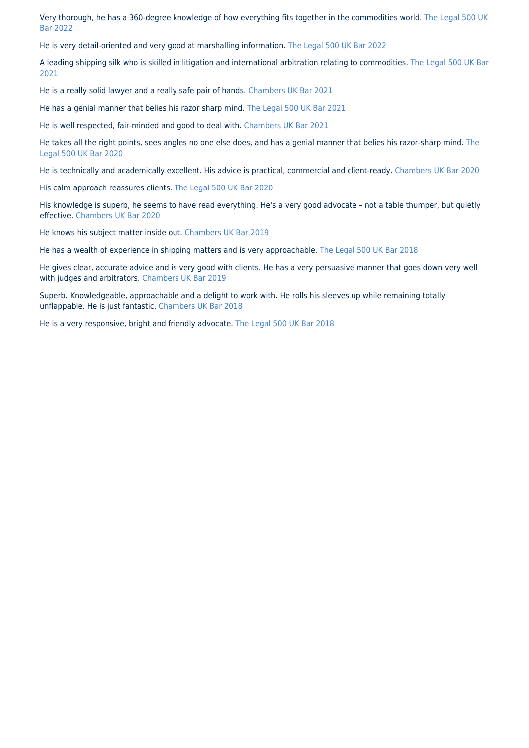Very thorough, he has a 360-degree knowledge of how everything fits together in the commodities world. The Legal 500 UK Bar 2022

He is very detail-oriented and very good at marshalling information. The Legal 500 UK Bar 2022

A leading shipping silk who is skilled in litigation and international arbitration relating to commodities. The Legal 500 UK Bar 2021

He is a really solid lawyer and a really safe pair of hands. Chambers UK Bar 2021

He has a genial manner that belies his razor sharp mind. The Legal 500 UK Bar 2021

He is well respected, fair-minded and good to deal with. Chambers UK Bar 2021

He takes all the right points, sees angles no one else does, and has a genial manner that belies his razor-sharp mind. The Legal 500 UK Bar 2020

He is technically and academically excellent. His advice is practical, commercial and client-ready. Chambers UK Bar 2020

His calm approach reassures clients. The Legal 500 UK Bar 2020

His knowledge is superb, he seems to have read everything. He's a very good advocate – not a table thumper, but quietly effective. Chambers UK Bar 2020

He knows his subject matter inside out. Chambers UK Bar 2019

He has a wealth of experience in shipping matters and is very approachable. The Legal 500 UK Bar 2018

He gives clear, accurate advice and is very good with clients. He has a very persuasive manner that goes down very well with judges and arbitrators. Chambers UK Bar 2019

Superb. Knowledgeable, approachable and a delight to work with. He rolls his sleeves up while remaining totally unflappable. He is just fantastic. Chambers UK Bar 2018

He is a very responsive, bright and friendly advocate. The Legal 500 UK Bar 2018